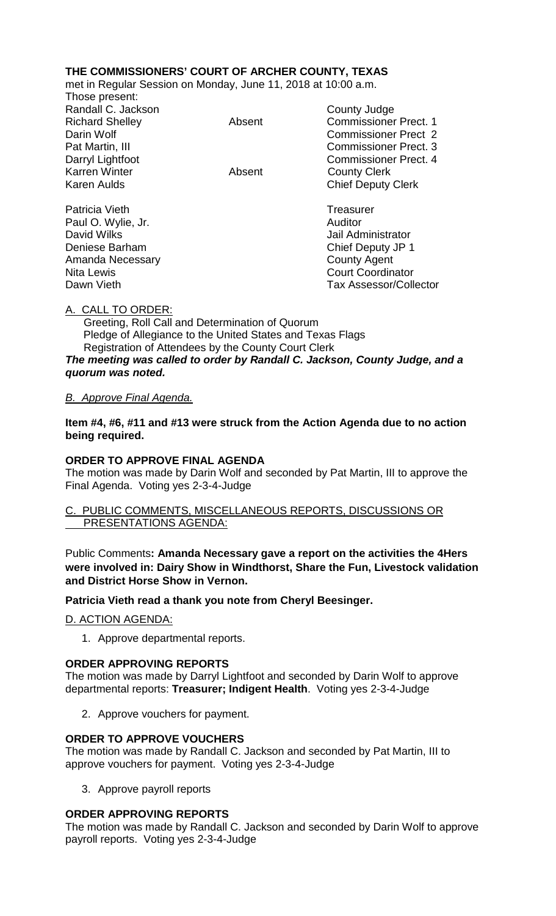**THE COMMISSIONERS' COURT OF ARCHER COUNTY, TEXAS**

met in Regular Session on Monday, June 11, 2018 at 10:00 a.m.

Those present:

| | | |
|---|---|---|
| Randall C. Jackson | | County Judge |
| Richard Shelley | Absent | Commissioner Prect. 1 |
| Darin Wolf | | Commissioner Prect 2 |
| Pat Martin, III | | Commissioner Prect. 3 |
| Darryl Lightfoot | | Commissioner Prect. 4 |
| Karren Winter | Absent | County Clerk |
| Karen Aulds | | Chief Deputy Clerk |
| Patricia Vieth | | Treasurer |
| Paul O. Wylie, Jr. | | Auditor |
| David Wilks | | Jail Administrator |
| Deniese Barham | | Chief Deputy JP 1 |
| Amanda Necessary | | County Agent |
| Nita Lewis | | Court Coordinator |
| Dawn Vieth | | Tax Assessor/Collector |

A. CALL TO ORDER:

Greeting, Roll Call and Determination of Quorum
Pledge of Allegiance to the United States and Texas Flags
Registration of Attendees by the County Court Clerk

***The meeting was called to order by Randall C. Jackson, County Judge, and a quorum was noted.***

*B. Approve Final Agenda.*

**Item #4, #6, #11 and #13 were struck from the Action Agenda due to no action being required.**

**ORDER TO APPROVE FINAL AGENDA**

The motion was made by Darin Wolf and seconded by Pat Martin, III to approve the Final Agenda. Voting yes 2-3-4-Judge

C. PUBLIC COMMENTS, MISCELLANEOUS REPORTS, DISCUSSIONS OR PRESENTATIONS AGENDA:

Public Comments**: Amanda Necessary gave a report on the activities the 4Hers were involved in: Dairy Show in Windthorst, Share the Fun, Livestock validation and District Horse Show in Vernon.**

**Patricia Vieth read a thank you note from Cheryl Beesinger.**

D. ACTION AGENDA:

1. Approve departmental reports.

**ORDER APPROVING REPORTS**

The motion was made by Darryl Lightfoot and seconded by Darin Wolf to approve departmental reports: **Treasurer; Indigent Health**. Voting yes 2-3-4-Judge

2. Approve vouchers for payment.

**ORDER TO APPROVE VOUCHERS**

The motion was made by Randall C. Jackson and seconded by Pat Martin, III to approve vouchers for payment. Voting yes 2-3-4-Judge

3. Approve payroll reports

**ORDER APPROVING REPORTS**

The motion was made by Randall C. Jackson and seconded by Darin Wolf to approve payroll reports. Voting yes 2-3-4-Judge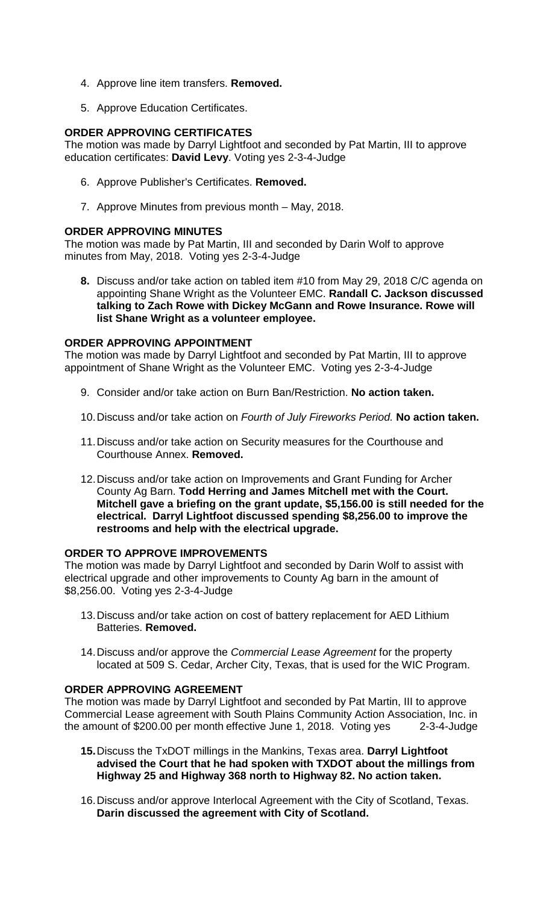4. Approve line item transfers. **Removed.**

5. Approve Education Certificates.

**ORDER APPROVING CERTIFICATES**

The motion was made by Darryl Lightfoot and seconded by Pat Martin, III to approve education certificates: **David Levy**. Voting yes 2-3-4-Judge

6. Approve Publisher's Certificates. **Removed.**

7. Approve Minutes from previous month – May, 2018.

**ORDER APPROVING MINUTES**

The motion was made by Pat Martin, III and seconded by Darin Wolf to approve minutes from May, 2018. Voting yes 2-3-4-Judge

**8.** Discuss and/or take action on tabled item #10 from May 29, 2018 C/C agenda on appointing Shane Wright as the Volunteer EMC. **Randall C. Jackson discussed talking to Zach Rowe with Dickey McGann and Rowe Insurance. Rowe will list Shane Wright as a volunteer employee.**

**ORDER APPROVING APPOINTMENT**

The motion was made by Darryl Lightfoot and seconded by Pat Martin, III to approve appointment of Shane Wright as the Volunteer EMC. Voting yes 2-3-4-Judge

9. Consider and/or take action on Burn Ban/Restriction. **No action taken.**

10. Discuss and/or take action on *Fourth of July Fireworks Period.* **No action taken.**

11. Discuss and/or take action on Security measures for the Courthouse and Courthouse Annex. **Removed.**

12. Discuss and/or take action on Improvements and Grant Funding for Archer County Ag Barn. **Todd Herring and James Mitchell met with the Court. Mitchell gave a briefing on the grant update, $5,156.00 is still needed for the electrical. Darryl Lightfoot discussed spending $8,256.00 to improve the restrooms and help with the electrical upgrade.**

**ORDER TO APPROVE IMPROVEMENTS**

The motion was made by Darryl Lightfoot and seconded by Darin Wolf to assist with electrical upgrade and other improvements to County Ag barn in the amount of $8,256.00. Voting yes 2-3-4-Judge

13. Discuss and/or take action on cost of battery replacement for AED Lithium Batteries. **Removed.**

14. Discuss and/or approve the *Commercial Lease Agreement* for the property located at 509 S. Cedar, Archer City, Texas, that is used for the WIC Program.

**ORDER APPROVING AGREEMENT**

The motion was made by Darryl Lightfoot and seconded by Pat Martin, III to approve Commercial Lease agreement with South Plains Community Action Association, Inc. in the amount of $200.00 per month effective June 1, 2018. Voting yes 2-3-4-Judge

**15.** Discuss the TxDOT millings in the Mankins, Texas area. **Darryl Lightfoot advised the Court that he had spoken with TXDOT about the millings from Highway 25 and Highway 368 north to Highway 82. No action taken.**

16. Discuss and/or approve Interlocal Agreement with the City of Scotland, Texas. **Darin discussed the agreement with City of Scotland.**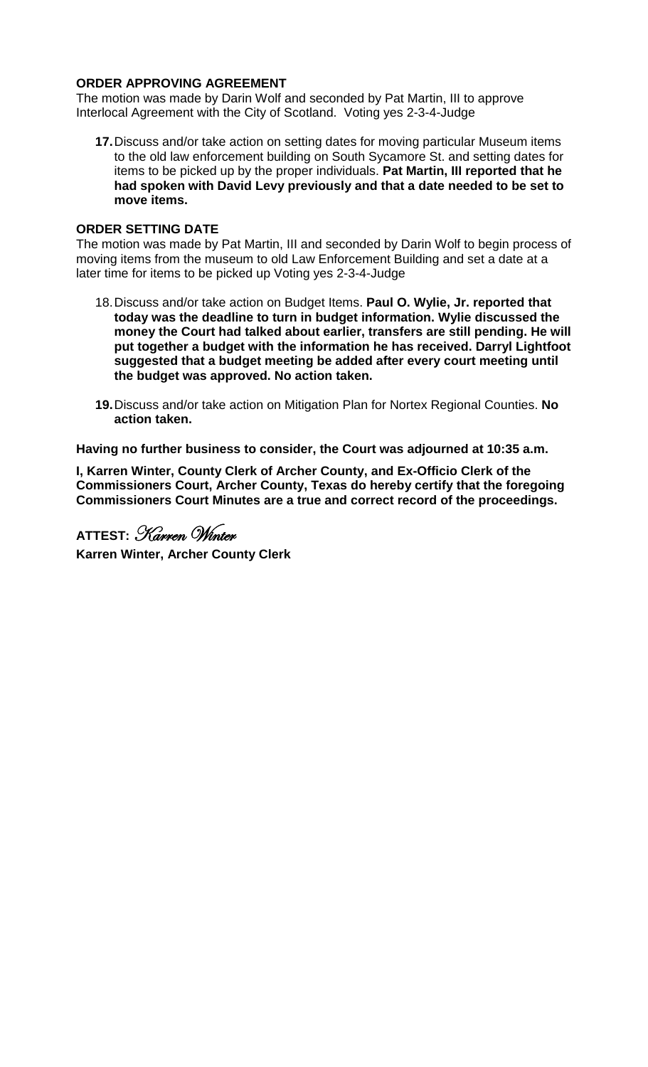**ORDER APPROVING AGREEMENT**
The motion was made by Darin Wolf and seconded by Pat Martin, III to approve Interlocal Agreement with the City of Scotland. Voting yes 2-3-4-Judge

17. Discuss and/or take action on setting dates for moving particular Museum items to the old law enforcement building on South Sycamore St. and setting dates for items to be picked up by the proper individuals. **Pat Martin, III reported that he had spoken with David Levy previously and that a date needed to be set to move items.**

**ORDER SETTING DATE**
The motion was made by Pat Martin, III and seconded by Darin Wolf to begin process of moving items from the museum to old Law Enforcement Building and set a date at a later time for items to be picked up Voting yes 2-3-4-Judge

18. Discuss and/or take action on Budget Items. **Paul O. Wylie, Jr. reported that today was the deadline to turn in budget information. Wylie discussed the money the Court had talked about earlier, transfers are still pending. He will put together a budget with the information he has received. Darryl Lightfoot suggested that a budget meeting be added after every court meeting until the budget was approved. No action taken.**

19. Discuss and/or take action on Mitigation Plan for Nortex Regional Counties. **No action taken.**

**Having no further business to consider, the Court was adjourned at 10:35 a.m.**

**I, Karren Winter, County Clerk of Archer County, and Ex-Officio Clerk of the Commissioners Court, Archer County, Texas do hereby certify that the foregoing Commissioners Court Minutes are a true and correct record of the proceedings.**

**ATTEST:** *Karren Winter*
**Karren Winter, Archer County Clerk**